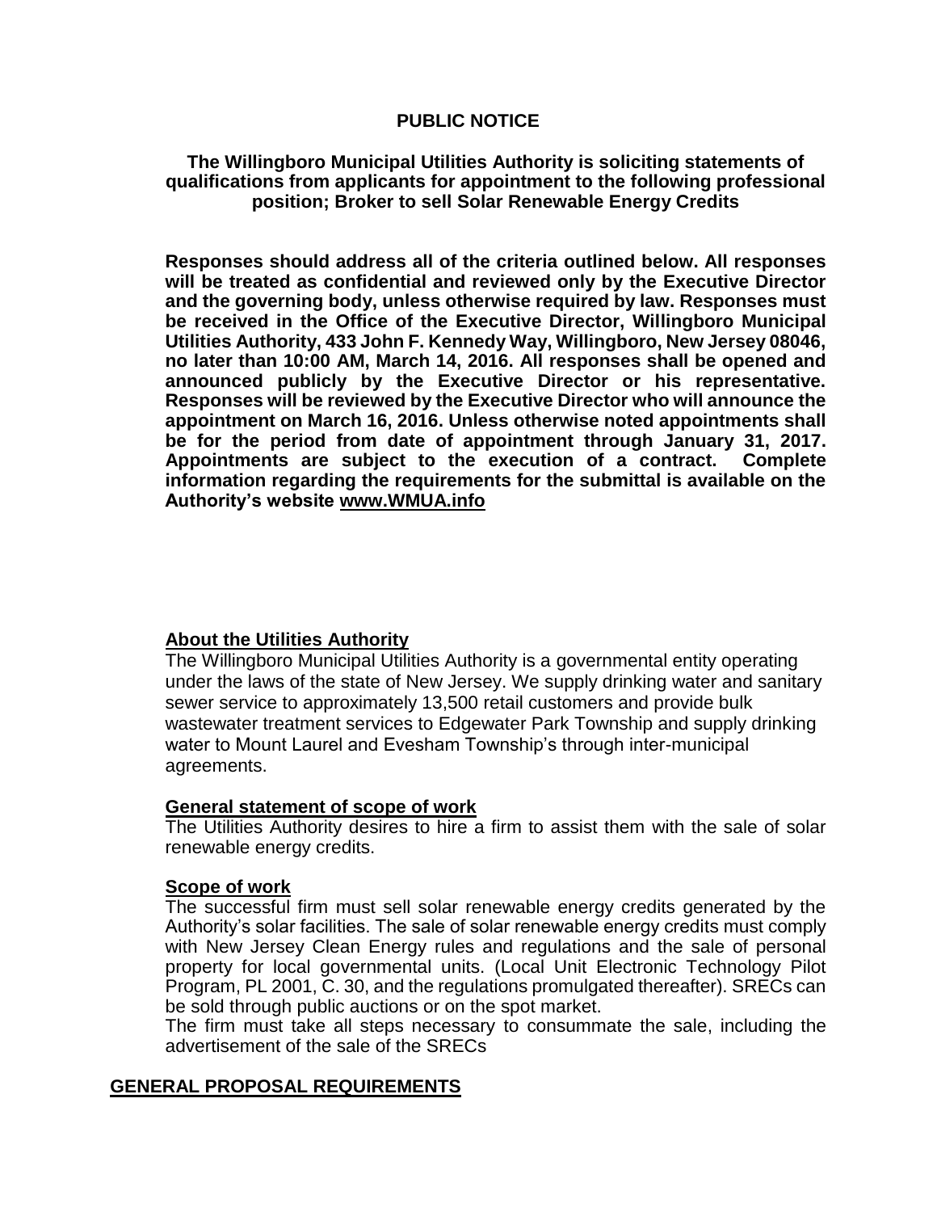# PUBLIC NOTICE

**The Willingboro Municipal Utilities Authority is soliciting statements of qualifications from applicants for appointment to the following professional position; Broker to sell Solar Renewable Energy Credits**

**Responses should address all of the criteria outlined below. All responses will be treated as confidential and reviewed only by the Executive Director and the governing body, unless otherwise required by law. Responses must be received in the Office of the Executive Director, Willingboro Municipal Utilities Authority, 433 John F. Kennedy Way, Willingboro, New Jersey 08046, no later than 10:00 AM, March 14, 2016. All responses shall be opened and announced publicly by the Executive Director or his representative. Responses will be reviewed by the Executive Director who will announce the appointment on March 16, 2016. Unless otherwise noted appointments shall be for the period from date of appointment through January 31, 2017. Appointments are subject to the execution of a contract. Complete information regarding the requirements for the submittal is available on the Authority's website www.WMUA.info**

## About the Utilities Authority

The Willingboro Municipal Utilities Authority is a governmental entity operating under the laws of the state of New Jersey. We supply drinking water and sanitary sewer service to approximately 13,500 retail customers and provide bulk wastewater treatment services to Edgewater Park Township and supply drinking water to Mount Laurel and Evesham Township's through inter-municipal agreements.

## General statement of scope of work

The Utilities Authority desires to hire a firm to assist them with the sale of solar renewable energy credits.

## Scope of work

The successful firm must sell solar renewable energy credits generated by the Authority's solar facilities. The sale of solar renewable energy credits must comply with New Jersey Clean Energy rules and regulations and the sale of personal property for local governmental units. (Local Unit Electronic Technology Pilot Program, PL 2001, C. 30, and the regulations promulgated thereafter). SRECs can be sold through public auctions or on the spot market.

The firm must take all steps necessary to consummate the sale, including the advertisement of the sale of the SRECs

## GENERAL PROPOSAL REQUIREMENTS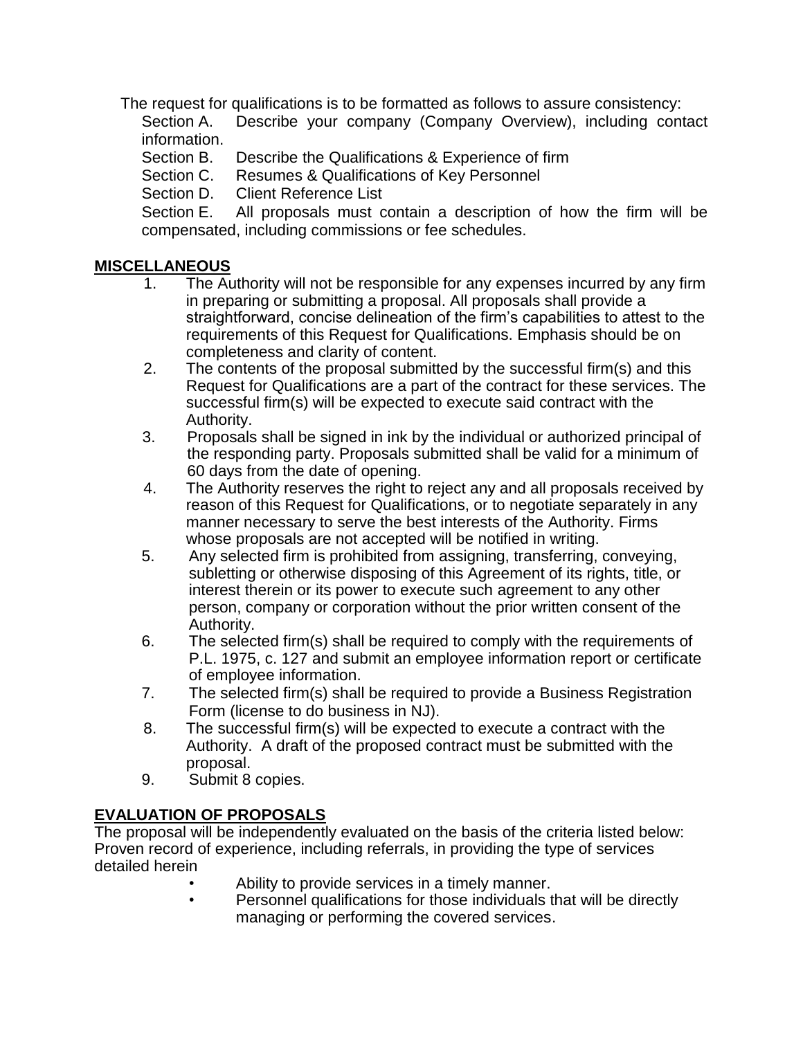The request for qualifications is to be formatted as follows to assure consistency:

Section A. Describe your company (Company Overview), including contact information.

Section B. Describe the Qualifications & Experience of firm

Section C. Resumes & Qualifications of Key Personnel

Section D. Client Reference List

Section E. All proposals must contain a description of how the firm will be compensated, including commissions or fee schedules.

## MISCELLANEOUS

1. The Authority will not be responsible for any expenses incurred by any firm in preparing or submitting a proposal. All proposals shall provide a straightforward, concise delineation of the firm's capabilities to attest to the requirements of this Request for Qualifications. Emphasis should be on completeness and clarity of content.
2. The contents of the proposal submitted by the successful firm(s) and this Request for Qualifications are a part of the contract for these services. The successful firm(s) will be expected to execute said contract with the Authority.
3. Proposals shall be signed in ink by the individual or authorized principal of the responding party. Proposals submitted shall be valid for a minimum of 60 days from the date of opening.
4. The Authority reserves the right to reject any and all proposals received by reason of this Request for Qualifications, or to negotiate separately in any manner necessary to serve the best interests of the Authority. Firms whose proposals are not accepted will be notified in writing.
5. Any selected firm is prohibited from assigning, transferring, conveying, subletting or otherwise disposing of this Agreement of its rights, title, or interest therein or its power to execute such agreement to any other person, company or corporation without the prior written consent of the Authority.
6. The selected firm(s) shall be required to comply with the requirements of P.L. 1975, c. 127 and submit an employee information report or certificate of employee information.
7. The selected firm(s) shall be required to provide a Business Registration Form (license to do business in NJ).
8. The successful firm(s) will be expected to execute a contract with the Authority. A draft of the proposed contract must be submitted with the proposal.
9. Submit 8 copies.

## EVALUATION OF PROPOSALS

The proposal will be independently evaluated on the basis of the criteria listed below:
Proven record of experience, including referrals, in providing the type of services detailed herein

- Ability to provide services in a timely manner.
- Personnel qualifications for those individuals that will be directly managing or performing the covered services.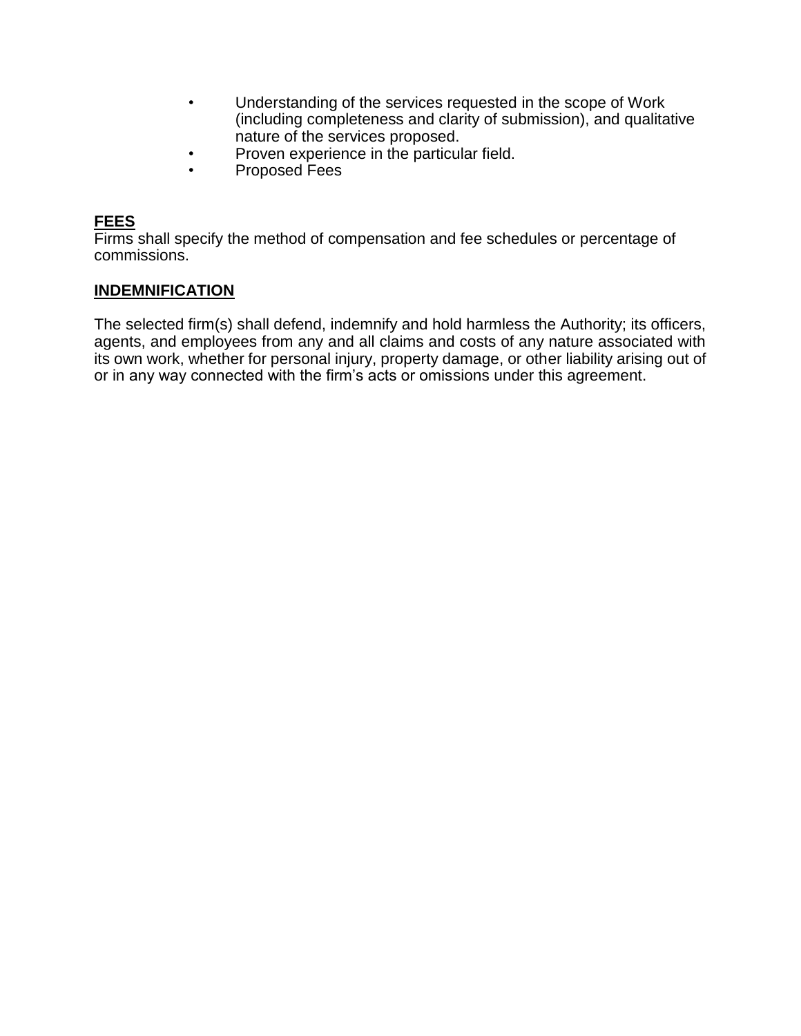- Understanding of the services requested in the scope of Work (including completeness and clarity of submission), and qualitative nature of the services proposed.
- Proven experience in the particular field.
- Proposed Fees

## FEES

Firms shall specify the method of compensation and fee schedules or percentage of commissions.

## INDEMNIFICATION

The selected firm(s) shall defend, indemnify and hold harmless the Authority; its officers, agents, and employees from any and all claims and costs of any nature associated with its own work, whether for personal injury, property damage, or other liability arising out of or in any way connected with the firm's acts or omissions under this agreement.